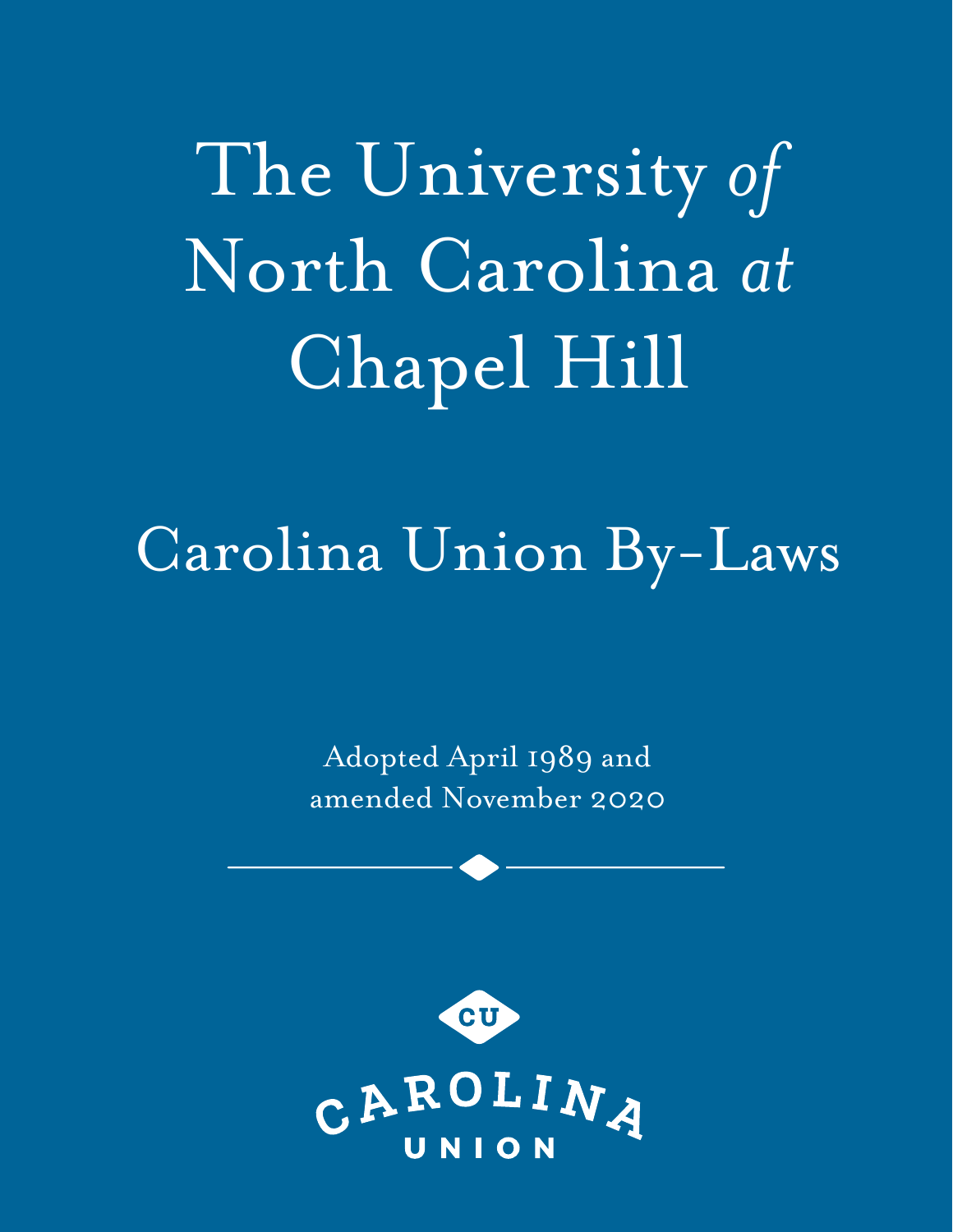# The University *of* North Carolina *at* Chapel Hill

## Carolina Union By-Laws

Adopted April 1989 and amended November 2020

CU

CAROLINA UNION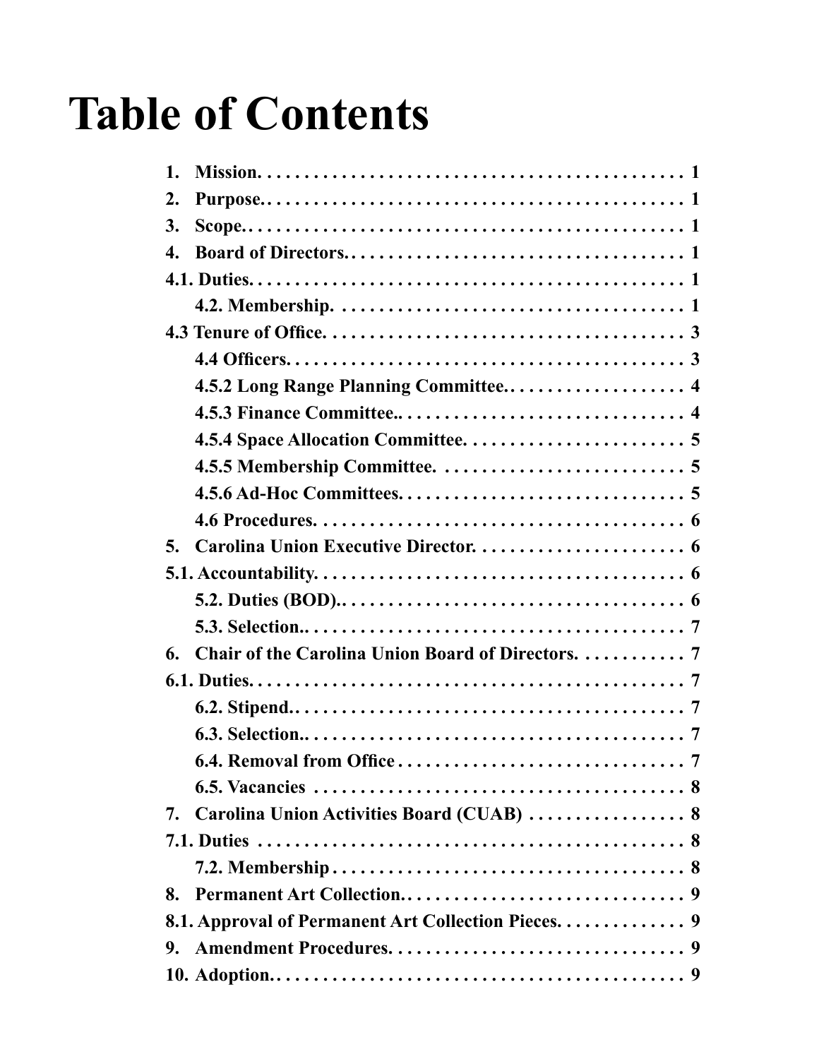# Table of Contents

| | |
|---|---|
| **1. Mission.** | **1** |
| **2. Purpose.** | **1** |
| **3. Scope.** | **1** |
| **4. Board of Directors.** | **1** |
| **4.1. Duties.** | **1** |
| **4.2. Membership.** | **1** |
| **4.3 Tenure of Office.** | **3** |
| **4.4 Officers.** | **3** |
| **4.5.2 Long Range Planning Committee.** | **4** |
| **4.5.3 Finance Committee..** | **4** |
| **4.5.4 Space Allocation Committee.** | **5** |
| **4.5.5 Membership Committee.** | **5** |
| **4.5.6 Ad-Hoc Committees.** | **5** |
| **4.6 Procedures.** | **6** |
| **5. Carolina Union Executive Director.** | **6** |
| **5.1. Accountability.** | **6** |
| **5.2. Duties (BOD)..** | **6** |
| **5.3. Selection..** | **7** |
| **6. Chair of the Carolina Union Board of Directors.** | **7** |
| **6.1. Duties.** | **7** |
| **6.2. Stipend..** | **7** |
| **6.3. Selection..** | **7** |
| **6.4. Removal from Office** | **7** |
| **6.5. Vacancies** | **8** |
| **7. Carolina Union Activities Board (CUAB)** | **8** |
| **7.1. Duties** | **8** |
| **7.2. Membership** | **8** |
| **8. Permanent Art Collection.** | **9** |
| **8.1. Approval of Permanent Art Collection Pieces.** | **9** |
| **9. Amendment Procedures.** | **9** |
| **10. Adoption.** | **9** |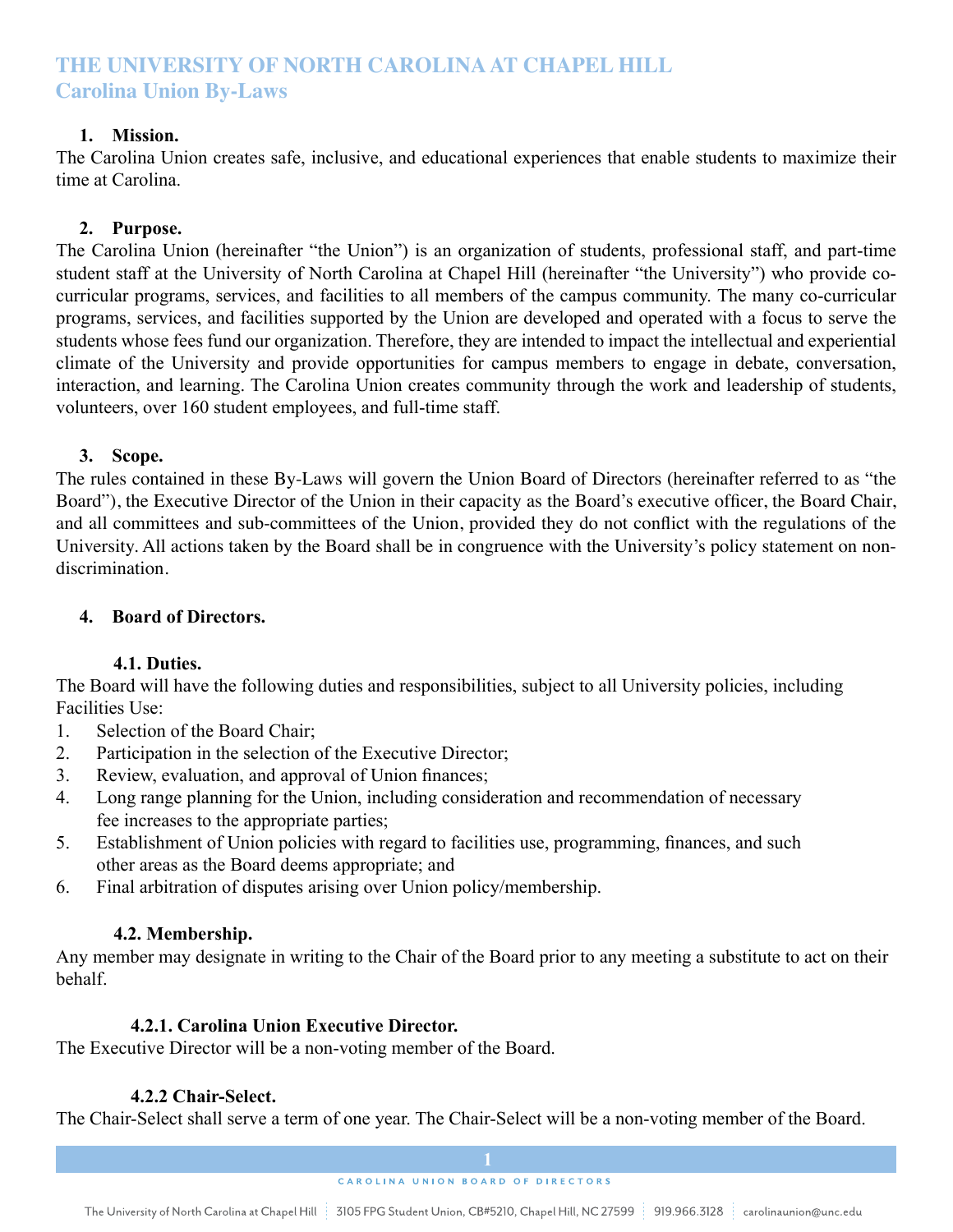# THE UNIVERSITY OF NORTH CAROLINA AT CHAPEL HILL
## Carolina Union By-Laws

### 1. Mission.

The Carolina Union creates safe, inclusive, and educational experiences that enable students to maximize their time at Carolina.

### 2. Purpose.

The Carolina Union (hereinafter "the Union") is an organization of students, professional staff, and part-time student staff at the University of North Carolina at Chapel Hill (hereinafter "the University") who provide co-curricular programs, services, and facilities to all members of the campus community. The many co-curricular programs, services, and facilities supported by the Union are developed and operated with a focus to serve the students whose fees fund our organization. Therefore, they are intended to impact the intellectual and experiential climate of the University and provide opportunities for campus members to engage in debate, conversation, interaction, and learning. The Carolina Union creates community through the work and leadership of students, volunteers, over 160 student employees, and full-time staff.

### 3. Scope.

The rules contained in these By-Laws will govern the Union Board of Directors (hereinafter referred to as "the Board"), the Executive Director of the Union in their capacity as the Board's executive officer, the Board Chair, and all committees and sub-committees of the Union, provided they do not conflict with the regulations of the University. All actions taken by the Board shall be in congruence with the University's policy statement on non-discrimination.

### 4. Board of Directors.

#### 4.1. Duties.

The Board will have the following duties and responsibilities, subject to all University policies, including Facilities Use:

1. Selection of the Board Chair;
2. Participation in the selection of the Executive Director;
3. Review, evaluation, and approval of Union finances;
4. Long range planning for the Union, including consideration and recommendation of necessary fee increases to the appropriate parties;
5. Establishment of Union policies with regard to facilities use, programming, finances, and such other areas as the Board deems appropriate; and
6. Final arbitration of disputes arising over Union policy/membership.

#### 4.2. Membership.

Any member may designate in writing to the Chair of the Board prior to any meeting a substitute to act on their behalf.

##### 4.2.1. Carolina Union Executive Director.

The Executive Director will be a non-voting member of the Board.

##### 4.2.2 Chair-Select.

The Chair-Select shall serve a term of one year. The Chair-Select will be a non-voting member of the Board.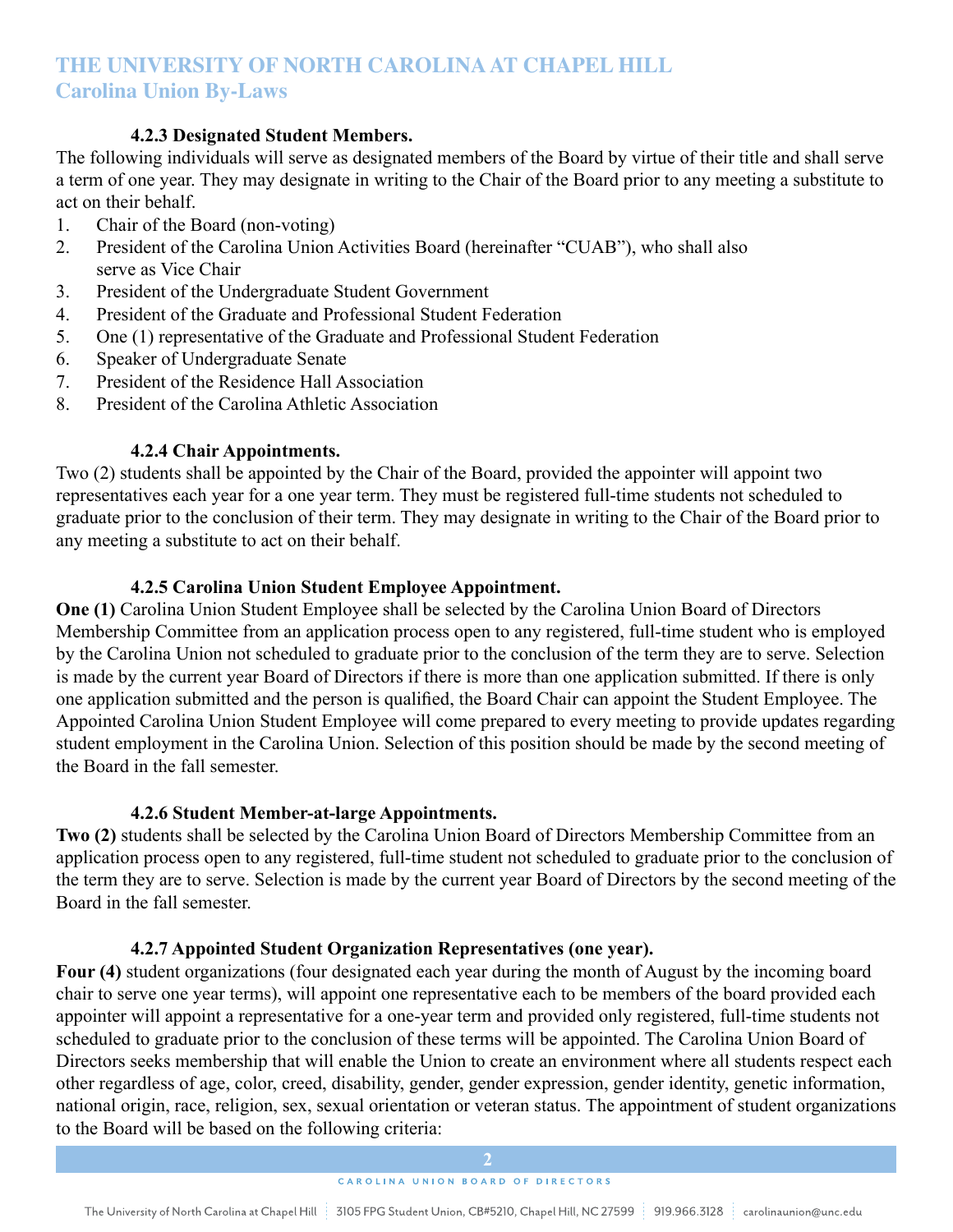#### 4.2.3 Designated Student Members.

The following individuals will serve as designated members of the Board by virtue of their title and shall serve a term of one year. They may designate in writing to the Chair of the Board prior to any meeting a substitute to act on their behalf.

1. Chair of the Board (non-voting)
2. President of the Carolina Union Activities Board (hereinafter "CUAB"), who shall also serve as Vice Chair
3. President of the Undergraduate Student Government
4. President of the Graduate and Professional Student Federation
5. One (1) representative of the Graduate and Professional Student Federation
6. Speaker of Undergraduate Senate
7. President of the Residence Hall Association
8. President of the Carolina Athletic Association

#### 4.2.4 Chair Appointments.

Two (2) students shall be appointed by the Chair of the Board, provided the appointer will appoint two representatives each year for a one year term. They must be registered full-time students not scheduled to graduate prior to the conclusion of their term. They may designate in writing to the Chair of the Board prior to any meeting a substitute to act on their behalf.

#### 4.2.5 Carolina Union Student Employee Appointment.

**One (1)** Carolina Union Student Employee shall be selected by the Carolina Union Board of Directors Membership Committee from an application process open to any registered, full-time student who is employed by the Carolina Union not scheduled to graduate prior to the conclusion of the term they are to serve. Selection is made by the current year Board of Directors if there is more than one application submitted. If there is only one application submitted and the person is qualified, the Board Chair can appoint the Student Employee. The Appointed Carolina Union Student Employee will come prepared to every meeting to provide updates regarding student employment in the Carolina Union. Selection of this position should be made by the second meeting of the Board in the fall semester.

#### 4.2.6 Student Member-at-large Appointments.

**Two (2)** students shall be selected by the Carolina Union Board of Directors Membership Committee from an application process open to any registered, full-time student not scheduled to graduate prior to the conclusion of the term they are to serve. Selection is made by the current year Board of Directors by the second meeting of the Board in the fall semester.

#### 4.2.7 Appointed Student Organization Representatives (one year).

**Four (4)** student organizations (four designated each year during the month of August by the incoming board chair to serve one year terms), will appoint one representative each to be members of the board provided each appointer will appoint a representative for a one-year term and provided only registered, full-time students not scheduled to graduate prior to the conclusion of these terms will be appointed. The Carolina Union Board of Directors seeks membership that will enable the Union to create an environment where all students respect each other regardless of age, color, creed, disability, gender, gender expression, gender identity, genetic information, national origin, race, religion, sex, sexual orientation or veteran status. The appointment of student organizations to the Board will be based on the following criteria: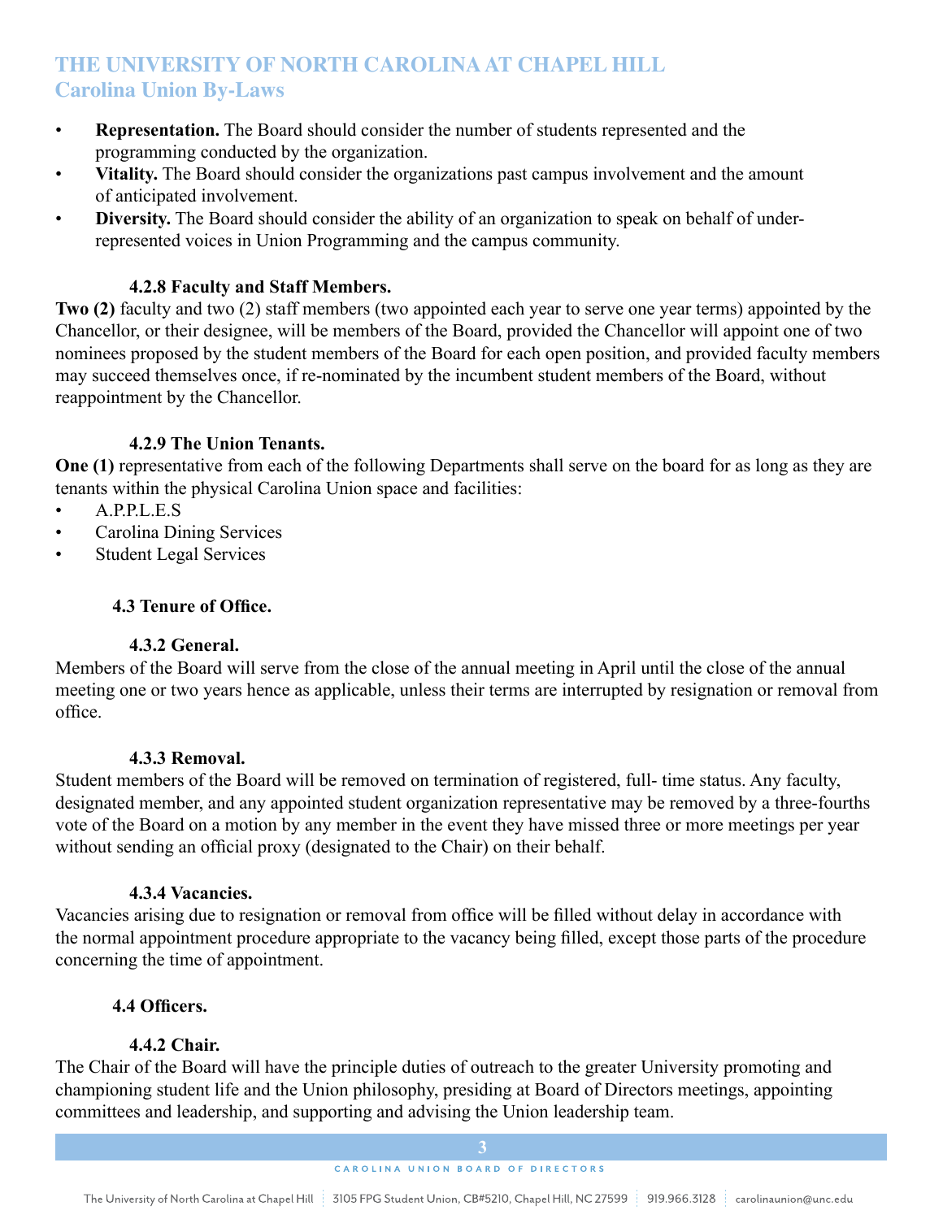- **Representation.** The Board should consider the number of students represented and the programming conducted by the organization.
- **Vitality.** The Board should consider the organizations past campus involvement and the amount of anticipated involvement.
- **Diversity.** The Board should consider the ability of an organization to speak on behalf of under-represented voices in Union Programming and the campus community.

#### 4.2.8 Faculty and Staff Members.

**Two (2)** faculty and two (2) staff members (two appointed each year to serve one year terms) appointed by the Chancellor, or their designee, will be members of the Board, provided the Chancellor will appoint one of two nominees proposed by the student members of the Board for each open position, and provided faculty members may succeed themselves once, if re-nominated by the incumbent student members of the Board, without reappointment by the Chancellor.

#### 4.2.9 The Union Tenants.

**One (1)** representative from each of the following Departments shall serve on the board for as long as they are tenants within the physical Carolina Union space and facilities:

- A.P.P.L.E.S
- Carolina Dining Services
- Student Legal Services

### 4.3 Tenure of Office.

#### 4.3.2 General.

Members of the Board will serve from the close of the annual meeting in April until the close of the annual meeting one or two years hence as applicable, unless their terms are interrupted by resignation or removal from office.

#### 4.3.3 Removal.

Student members of the Board will be removed on termination of registered, full- time status. Any faculty, designated member, and any appointed student organization representative may be removed by a three-fourths vote of the Board on a motion by any member in the event they have missed three or more meetings per year without sending an official proxy (designated to the Chair) on their behalf.

#### 4.3.4 Vacancies.

Vacancies arising due to resignation or removal from office will be filled without delay in accordance with the normal appointment procedure appropriate to the vacancy being filled, except those parts of the procedure concerning the time of appointment.

### 4.4 Officers.

#### 4.4.2 Chair.

The Chair of the Board will have the principle duties of outreach to the greater University promoting and championing student life and the Union philosophy, presiding at Board of Directors meetings, appointing committees and leadership, and supporting and advising the Union leadership team.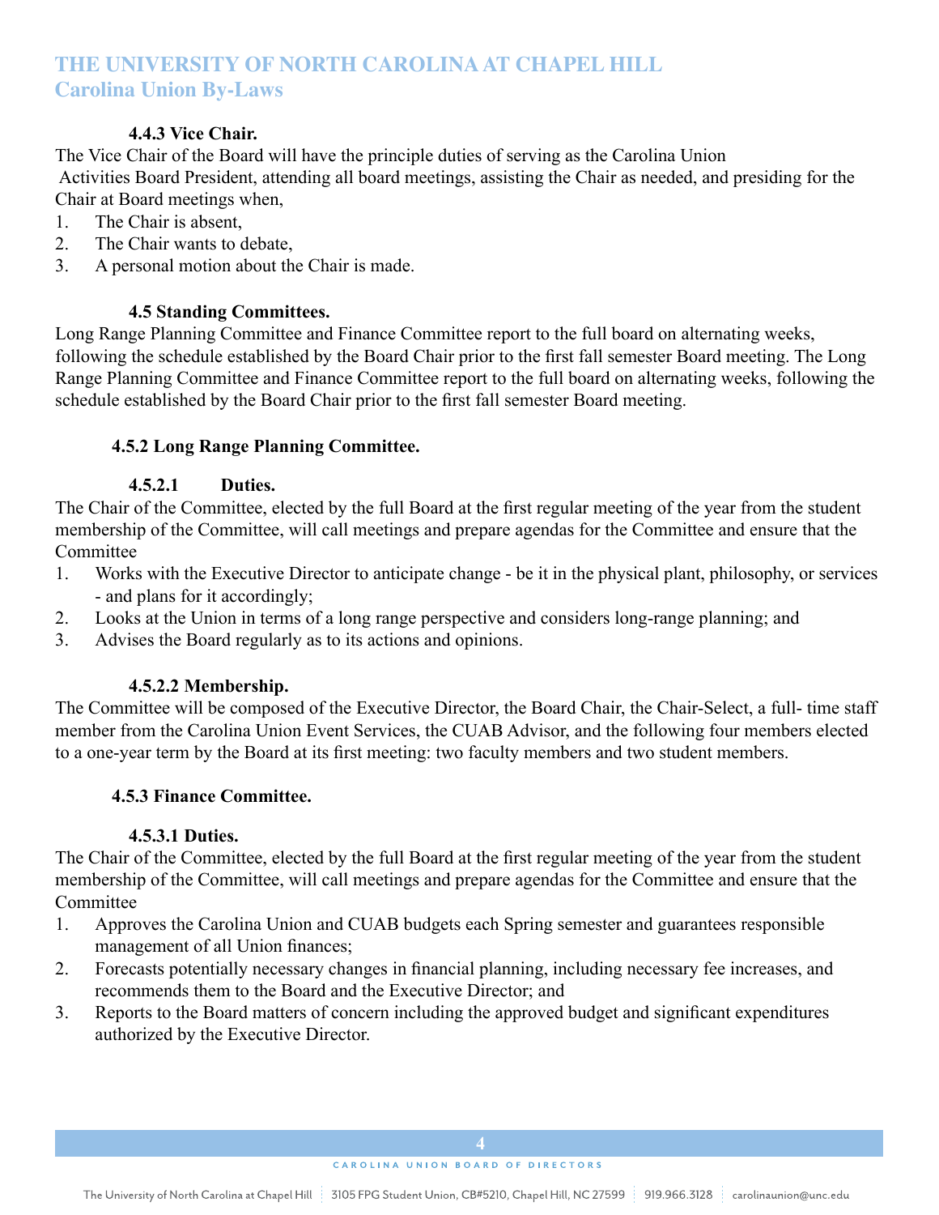#### 4.4.3 Vice Chair.

The Vice Chair of the Board will have the principle duties of serving as the Carolina Union Activities Board President, attending all board meetings, assisting the Chair as needed, and presiding for the Chair at Board meetings when,

1. The Chair is absent,
2. The Chair wants to debate,
3. A personal motion about the Chair is made.

### 4.5 Standing Committees.

Long Range Planning Committee and Finance Committee report to the full board on alternating weeks, following the schedule established by the Board Chair prior to the first fall semester Board meeting. The Long Range Planning Committee and Finance Committee report to the full board on alternating weeks, following the schedule established by the Board Chair prior to the first fall semester Board meeting.

#### 4.5.2 Long Range Planning Committee.

##### 4.5.2.1 Duties.

The Chair of the Committee, elected by the full Board at the first regular meeting of the year from the student membership of the Committee, will call meetings and prepare agendas for the Committee and ensure that the Committee

1. Works with the Executive Director to anticipate change - be it in the physical plant, philosophy, or services - and plans for it accordingly;
2. Looks at the Union in terms of a long range perspective and considers long-range planning; and
3. Advises the Board regularly as to its actions and opinions.

##### 4.5.2.2 Membership.

The Committee will be composed of the Executive Director, the Board Chair, the Chair-Select, a full- time staff member from the Carolina Union Event Services, the CUAB Advisor, and the following four members elected to a one-year term by the Board at its first meeting: two faculty members and two student members.

#### 4.5.3 Finance Committee.

##### 4.5.3.1 Duties.

The Chair of the Committee, elected by the full Board at the first regular meeting of the year from the student membership of the Committee, will call meetings and prepare agendas for the Committee and ensure that the Committee

1. Approves the Carolina Union and CUAB budgets each Spring semester and guarantees responsible management of all Union finances;
2. Forecasts potentially necessary changes in financial planning, including necessary fee increases, and recommends them to the Board and the Executive Director; and
3. Reports to the Board matters of concern including the approved budget and significant expenditures authorized by the Executive Director.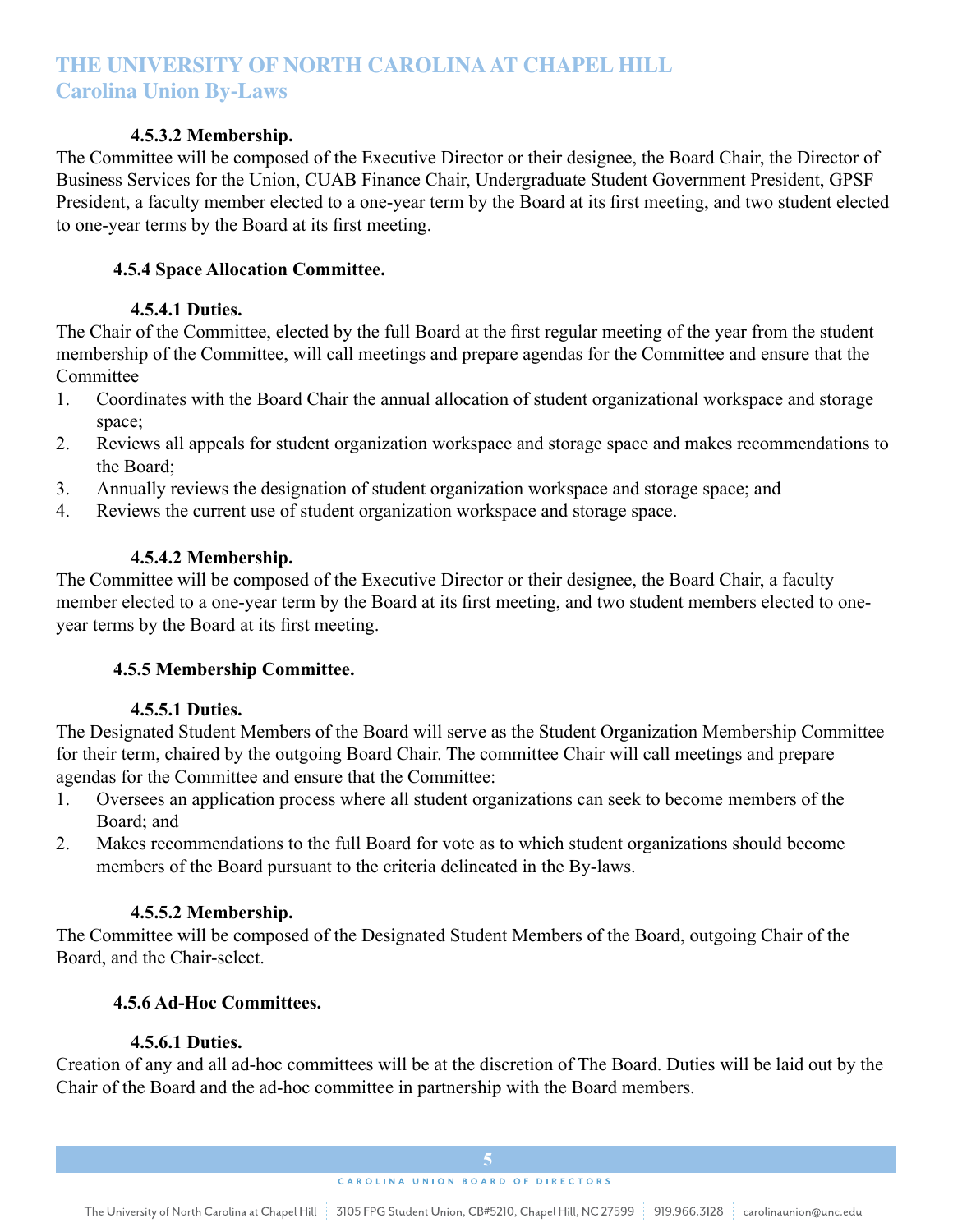#### 4.5.3.2 Membership.

The Committee will be composed of the Executive Director or their designee, the Board Chair, the Director of Business Services for the Union, CUAB Finance Chair, Undergraduate Student Government President, GPSF President, a faculty member elected to a one-year term by the Board at its first meeting, and two student elected to one-year terms by the Board at its first meeting.

### 4.5.4 Space Allocation Committee.

#### 4.5.4.1 Duties.

The Chair of the Committee, elected by the full Board at the first regular meeting of the year from the student membership of the Committee, will call meetings and prepare agendas for the Committee and ensure that the Committee

1. Coordinates with the Board Chair the annual allocation of student organizational workspace and storage space;
2. Reviews all appeals for student organization workspace and storage space and makes recommendations to the Board;
3. Annually reviews the designation of student organization workspace and storage space; and
4. Reviews the current use of student organization workspace and storage space.

#### 4.5.4.2 Membership.

The Committee will be composed of the Executive Director or their designee, the Board Chair, a faculty member elected to a one-year term by the Board at its first meeting, and two student members elected to one-year terms by the Board at its first meeting.

### 4.5.5 Membership Committee.

#### 4.5.5.1 Duties.

The Designated Student Members of the Board will serve as the Student Organization Membership Committee for their term, chaired by the outgoing Board Chair. The committee Chair will call meetings and prepare agendas for the Committee and ensure that the Committee:

1. Oversees an application process where all student organizations can seek to become members of the Board; and
2. Makes recommendations to the full Board for vote as to which student organizations should become members of the Board pursuant to the criteria delineated in the By-laws.

#### 4.5.5.2 Membership.

The Committee will be composed of the Designated Student Members of the Board, outgoing Chair of the Board, and the Chair-select.

### 4.5.6 Ad-Hoc Committees.

#### 4.5.6.1 Duties.

Creation of any and all ad-hoc committees will be at the discretion of The Board. Duties will be laid out by the Chair of the Board and the ad-hoc committee in partnership with the Board members.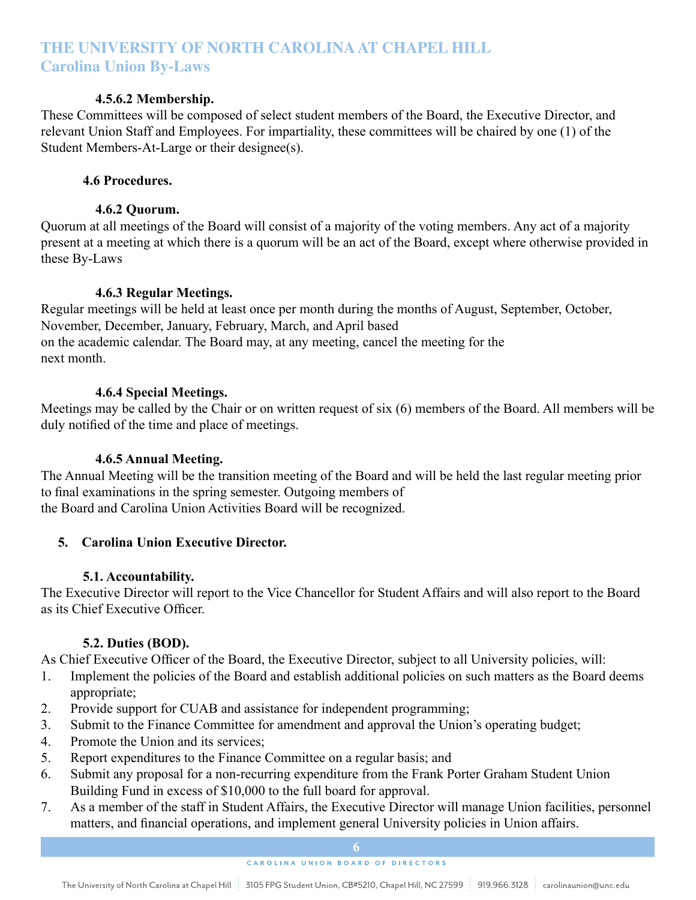#### 4.5.6.2 Membership.

These Committees will be composed of select student members of the Board, the Executive Director, and relevant Union Staff and Employees. For impartiality, these committees will be chaired by one (1) of the Student Members-At-Large or their designee(s).

### 4.6 Procedures.

#### 4.6.2 Quorum.

Quorum at all meetings of the Board will consist of a majority of the voting members. Any act of a majority present at a meeting at which there is a quorum will be an act of the Board, except where otherwise provided in these By-Laws

#### 4.6.3 Regular Meetings.

Regular meetings will be held at least once per month during the months of August, September, October, November, December, January, February, March, and April based on the academic calendar. The Board may, at any meeting, cancel the meeting for the next month.

#### 4.6.4 Special Meetings.

Meetings may be called by the Chair or on written request of six (6) members of the Board. All members will be duly notified of the time and place of meetings.

#### 4.6.5 Annual Meeting.

The Annual Meeting will be the transition meeting of the Board and will be held the last regular meeting prior to final examinations in the spring semester. Outgoing members of the Board and Carolina Union Activities Board will be recognized.

## 5. Carolina Union Executive Director.

### 5.1. Accountability.

The Executive Director will report to the Vice Chancellor for Student Affairs and will also report to the Board as its Chief Executive Officer.

### 5.2. Duties (BOD).

As Chief Executive Officer of the Board, the Executive Director, subject to all University policies, will:

1. Implement the policies of the Board and establish additional policies on such matters as the Board deems appropriate;
2. Provide support for CUAB and assistance for independent programming;
3. Submit to the Finance Committee for amendment and approval the Union's operating budget;
4. Promote the Union and its services;
5. Report expenditures to the Finance Committee on a regular basis; and
6. Submit any proposal for a non-recurring expenditure from the Frank Porter Graham Student Union Building Fund in excess of $10,000 to the full board for approval.
7. As a member of the staff in Student Affairs, the Executive Director will manage Union facilities, personnel matters, and financial operations, and implement general University policies in Union affairs.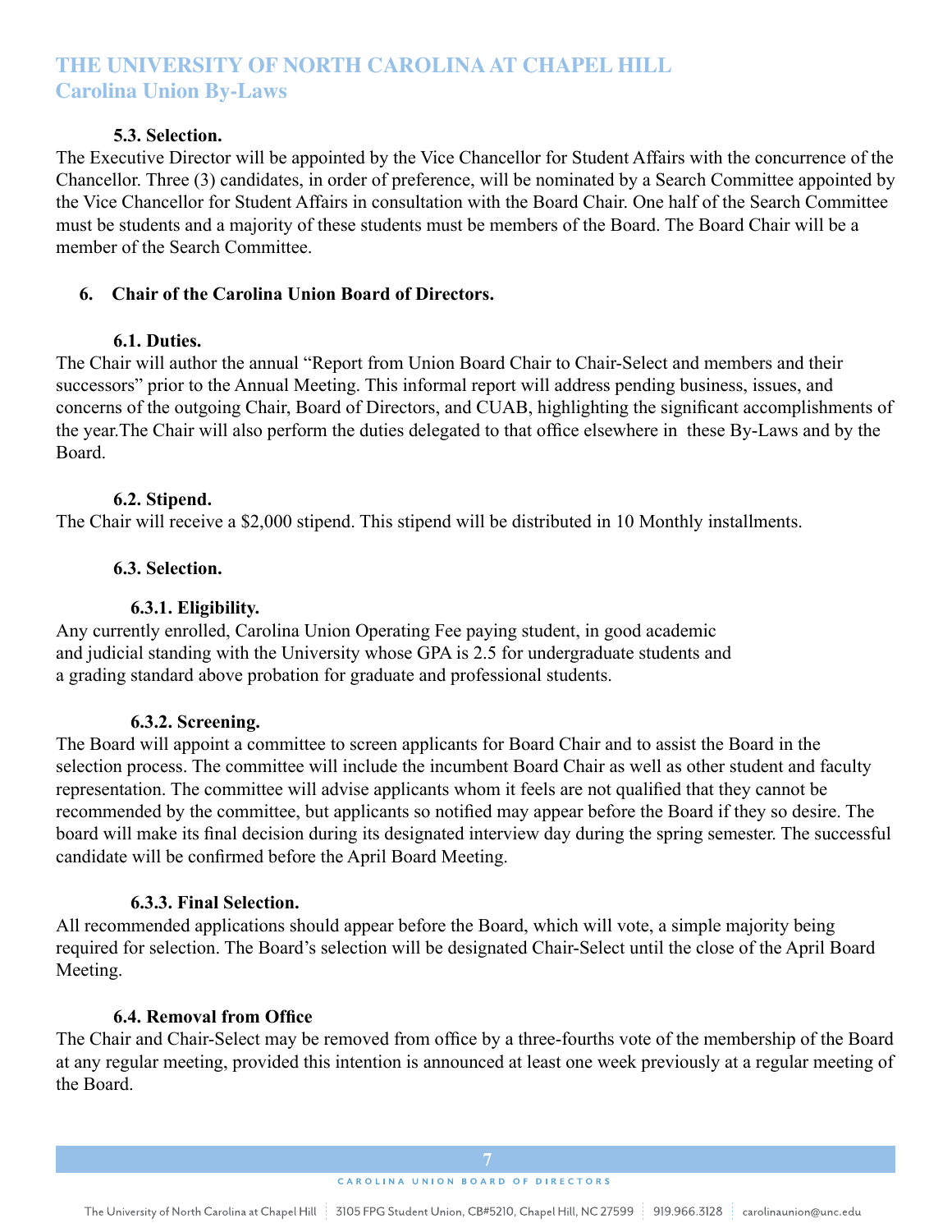#### 5.3. Selection.

The Executive Director will be appointed by the Vice Chancellor for Student Affairs with the concurrence of the Chancellor. Three (3) candidates, in order of preference, will be nominated by a Search Committee appointed by the Vice Chancellor for Student Affairs in consultation with the Board Chair. One half of the Search Committee must be students and a majority of these students must be members of the Board. The Board Chair will be a member of the Search Committee.

### 6. Chair of the Carolina Union Board of Directors.

#### 6.1. Duties.

The Chair will author the annual "Report from Union Board Chair to Chair-Select and members and their successors" prior to the Annual Meeting. This informal report will address pending business, issues, and concerns of the outgoing Chair, Board of Directors, and CUAB, highlighting the significant accomplishments of the year.The Chair will also perform the duties delegated to that office elsewhere in these By-Laws and by the Board.

#### 6.2. Stipend.

The Chair will receive a $2,000 stipend. This stipend will be distributed in 10 Monthly installments.

#### 6.3. Selection.

##### 6.3.1. Eligibility.

Any currently enrolled, Carolina Union Operating Fee paying student, in good academic and judicial standing with the University whose GPA is 2.5 for undergraduate students and a grading standard above probation for graduate and professional students.

##### 6.3.2. Screening.

The Board will appoint a committee to screen applicants for Board Chair and to assist the Board in the selection process. The committee will include the incumbent Board Chair as well as other student and faculty representation. The committee will advise applicants whom it feels are not qualified that they cannot be recommended by the committee, but applicants so notified may appear before the Board if they so desire. The board will make its final decision during its designated interview day during the spring semester. The successful candidate will be confirmed before the April Board Meeting.

##### 6.3.3. Final Selection.

All recommended applications should appear before the Board, which will vote, a simple majority being required for selection. The Board's selection will be designated Chair-Select until the close of the April Board Meeting.

#### 6.4. Removal from Office

The Chair and Chair-Select may be removed from office by a three-fourths vote of the membership of the Board at any regular meeting, provided this intention is announced at least one week previously at a regular meeting of the Board.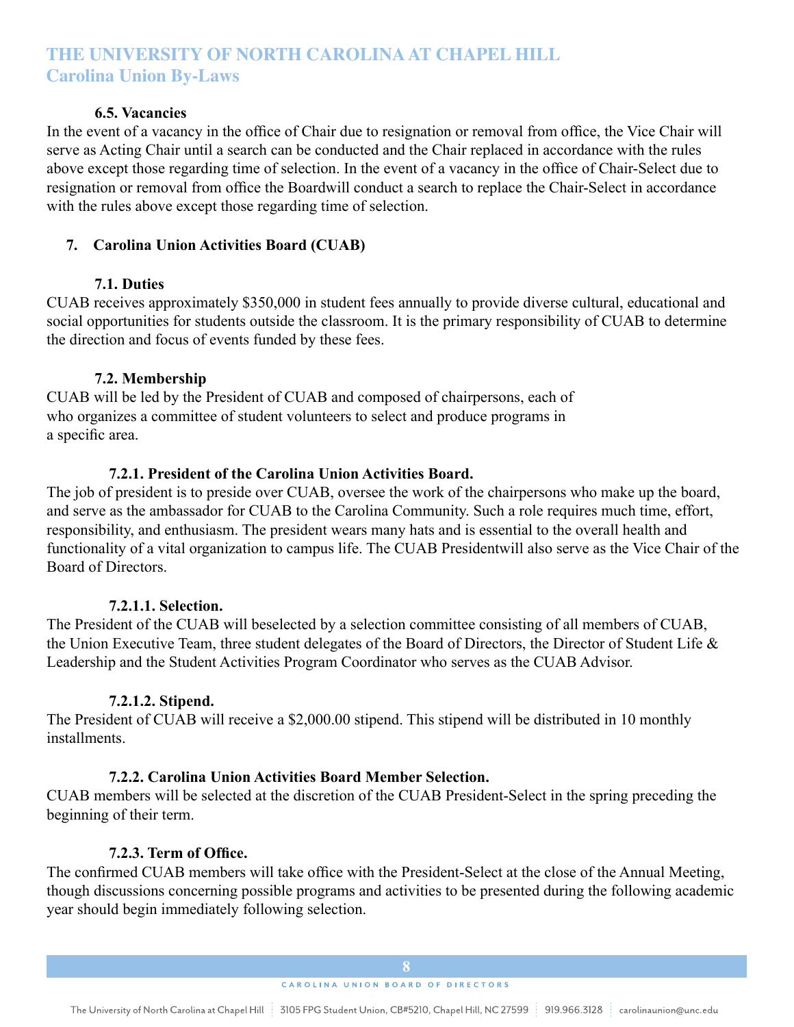#### 6.5. Vacancies

In the event of a vacancy in the office of Chair due to resignation or removal from office, the Vice Chair will serve as Acting Chair until a search can be conducted and the Chair replaced in accordance with the rules above except those regarding time of selection. In the event of a vacancy in the office of Chair-Select due to resignation or removal from office the Boardwill conduct a search to replace the Chair-Select in accordance with the rules above except those regarding time of selection.

### 7. Carolina Union Activities Board (CUAB)

#### 7.1. Duties

CUAB receives approximately $350,000 in student fees annually to provide diverse cultural, educational and social opportunities for students outside the classroom. It is the primary responsibility of CUAB to determine the direction and focus of events funded by these fees.

#### 7.2. Membership

CUAB will be led by the President of CUAB and composed of chairpersons, each of who organizes a committee of student volunteers to select and produce programs in a specific area.

##### 7.2.1. President of the Carolina Union Activities Board.

The job of president is to preside over CUAB, oversee the work of the chairpersons who make up the board, and serve as the ambassador for CUAB to the Carolina Community. Such a role requires much time, effort, responsibility, and enthusiasm. The president wears many hats and is essential to the overall health and functionality of a vital organization to campus life. The CUAB Presidentwill also serve as the Vice Chair of the Board of Directors.

##### 7.2.1.1. Selection.

The President of the CUAB will beselected by a selection committee consisting of all members of CUAB, the Union Executive Team, three student delegates of the Board of Directors, the Director of Student Life & Leadership and the Student Activities Program Coordinator who serves as the CUAB Advisor.

##### 7.2.1.2. Stipend.

The President of CUAB will receive a $2,000.00 stipend. This stipend will be distributed in 10 monthly installments.

##### 7.2.2. Carolina Union Activities Board Member Selection.

CUAB members will be selected at the discretion of the CUAB President-Select in the spring preceding the beginning of their term.

##### 7.2.3. Term of Office.

The confirmed CUAB members will take office with the President-Select at the close of the Annual Meeting, though discussions concerning possible programs and activities to be presented during the following academic year should begin immediately following selection.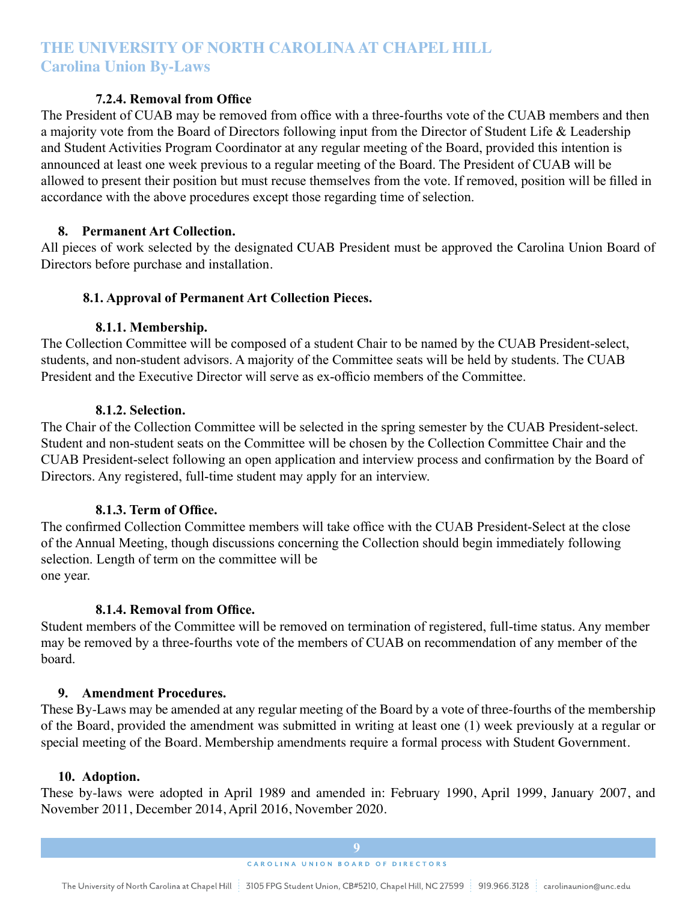#### 7.2.4. Removal from Office

The President of CUAB may be removed from office with a three-fourths vote of the CUAB members and then a majority vote from the Board of Directors following input from the Director of Student Life & Leadership and Student Activities Program Coordinator at any regular meeting of the Board, provided this intention is announced at least one week previous to a regular meeting of the Board. The President of CUAB will be allowed to present their position but must recuse themselves from the vote. If removed, position will be filled in accordance with the above procedures except those regarding time of selection.

## 8. Permanent Art Collection.

All pieces of work selected by the designated CUAB President must be approved the Carolina Union Board of Directors before purchase and installation.

### 8.1. Approval of Permanent Art Collection Pieces.

#### 8.1.1. Membership.

The Collection Committee will be composed of a student Chair to be named by the CUAB President-select, students, and non-student advisors. A majority of the Committee seats will be held by students. The CUAB President and the Executive Director will serve as ex-officio members of the Committee.

#### 8.1.2. Selection.

The Chair of the Collection Committee will be selected in the spring semester by the CUAB President-select. Student and non-student seats on the Committee will be chosen by the Collection Committee Chair and the CUAB President-select following an open application and interview process and confirmation by the Board of Directors. Any registered, full-time student may apply for an interview.

#### 8.1.3. Term of Office.

The confirmed Collection Committee members will take office with the CUAB President-Select at the close of the Annual Meeting, though discussions concerning the Collection should begin immediately following selection. Length of term on the committee will be one year.

#### 8.1.4. Removal from Office.

Student members of the Committee will be removed on termination of registered, full-time status. Any member may be removed by a three-fourths vote of the members of CUAB on recommendation of any member of the board.

## 9. Amendment Procedures.

These By-Laws may be amended at any regular meeting of the Board by a vote of three-fourths of the membership of the Board, provided the amendment was submitted in writing at least one (1) week previously at a regular or special meeting of the Board. Membership amendments require a formal process with Student Government.

## 10. Adoption.

These by-laws were adopted in April 1989 and amended in: February 1990, April 1999, January 2007, and November 2011, December 2014, April 2016, November 2020.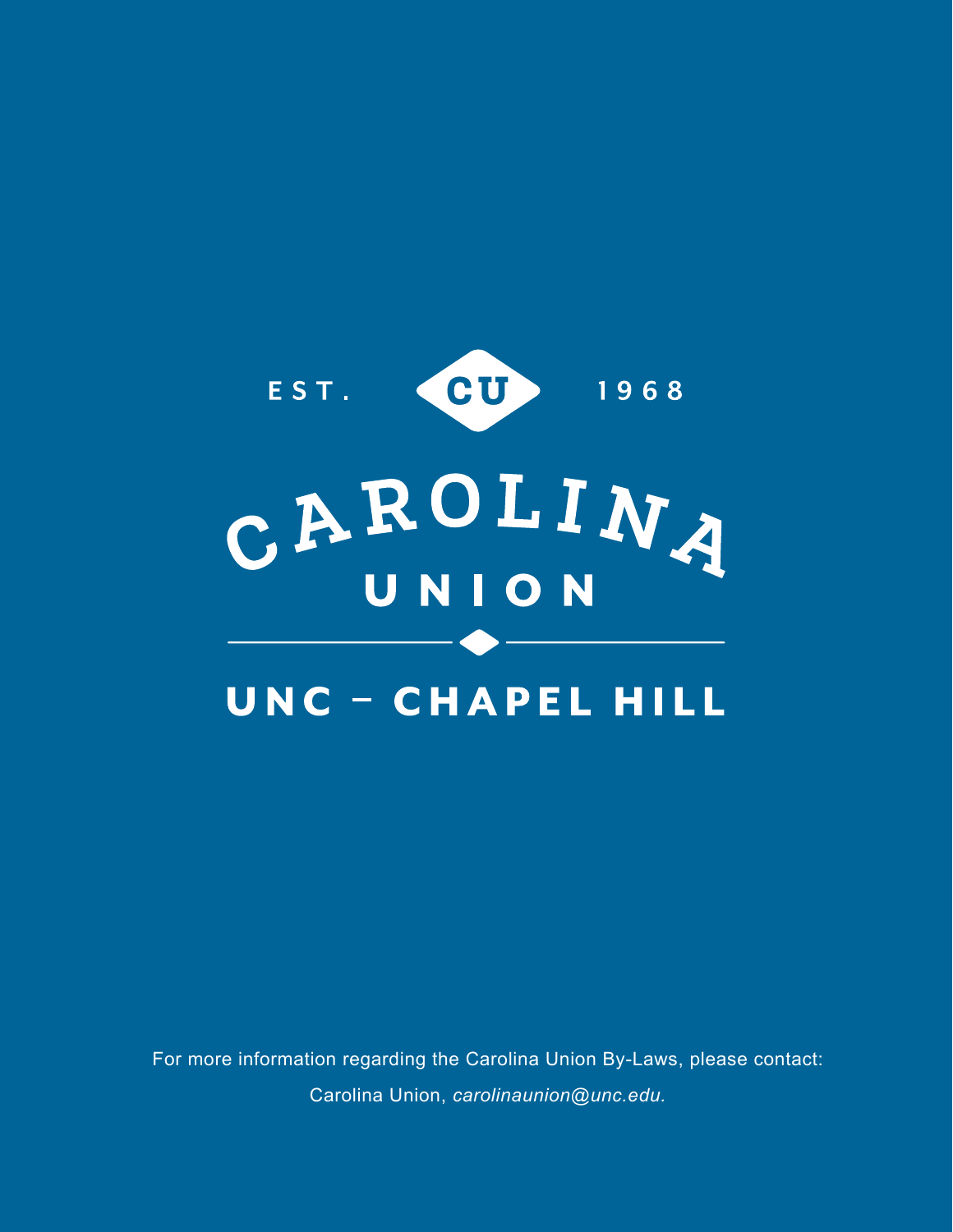EST. CU 1968

CAROLINA

UNION

UNC – CHAPEL HILL

For more information regarding the Carolina Union By-Laws, please contact:

Carolina Union, *carolinaunion@unc.edu.*